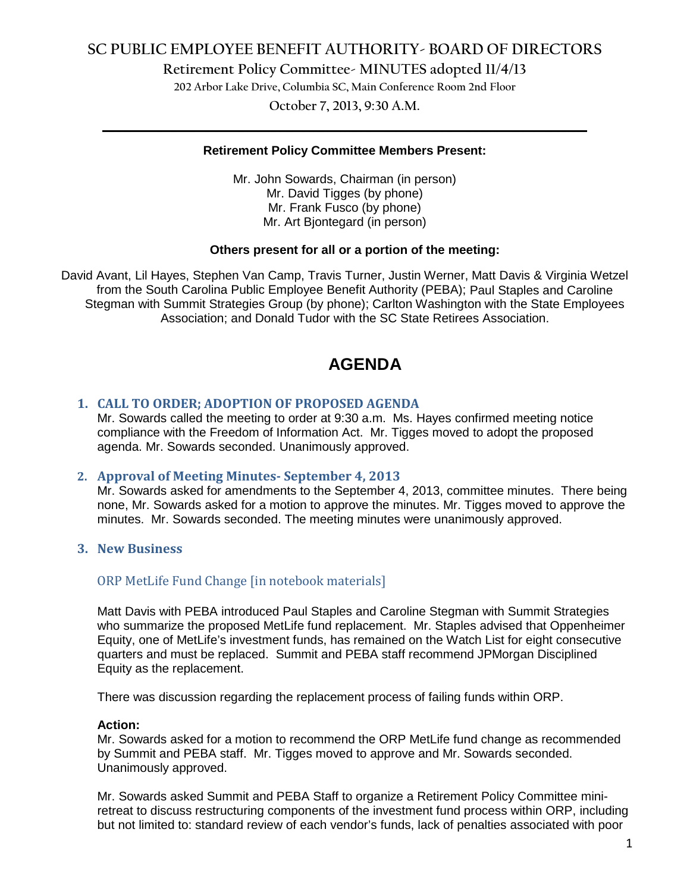# SC PUBLIC EMPLOYEE BENEFIT AUTHORITY- BOARD OF DIRECTORS

## Retirement Policy Committee- MINUTES adopted 11/4/13

202 Arbor Lake Drive, Columbia SC, Main Conference Room 2nd Floor

October 7, 2013, 9:30 A.M.

---

**Retirement Policy Committee Members Present:**

Mr. John Sowards, Chairman (in person)
Mr. David Tigges (by phone)
Mr. Frank Fusco (by phone)
Mr. Art Bjontegard (in person)

**Others present for all or a portion of the meeting:**

David Avant, Lil Hayes, Stephen Van Camp, Travis Turner, Justin Werner, Matt Davis & Virginia Wetzel from the South Carolina Public Employee Benefit Authority (PEBA); Paul Staples and Caroline Stegman with Summit Strategies Group (by phone); Carlton Washington with the State Employees Association; and Donald Tudor with the SC State Retirees Association.

# AGENDA

### 1. CALL TO ORDER; ADOPTION OF PROPOSED AGENDA

Mr. Sowards called the meeting to order at 9:30 a.m. Ms. Hayes confirmed meeting notice compliance with the Freedom of Information Act. Mr. Tigges moved to adopt the proposed agenda. Mr. Sowards seconded. Unanimously approved.

### 2. Approval of Meeting Minutes- September 4, 2013

Mr. Sowards asked for amendments to the September 4, 2013, committee minutes. There being none, Mr. Sowards asked for a motion to approve the minutes. Mr. Tigges moved to approve the minutes. Mr. Sowards seconded. The meeting minutes were unanimously approved.

### 3. New Business

#### ORP MetLife Fund Change [in notebook materials]

Matt Davis with PEBA introduced Paul Staples and Caroline Stegman with Summit Strategies who summarize the proposed MetLife fund replacement. Mr. Staples advised that Oppenheimer Equity, one of MetLife's investment funds, has remained on the Watch List for eight consecutive quarters and must be replaced. Summit and PEBA staff recommend JPMorgan Disciplined Equity as the replacement.

There was discussion regarding the replacement process of failing funds within ORP.

**Action:**
Mr. Sowards asked for a motion to recommend the ORP MetLife fund change as recommended by Summit and PEBA staff. Mr. Tigges moved to approve and Mr. Sowards seconded. Unanimously approved.

Mr. Sowards asked Summit and PEBA Staff to organize a Retirement Policy Committee mini-retreat to discuss restructuring components of the investment fund process within ORP, including but not limited to: standard review of each vendor's funds, lack of penalties associated with poor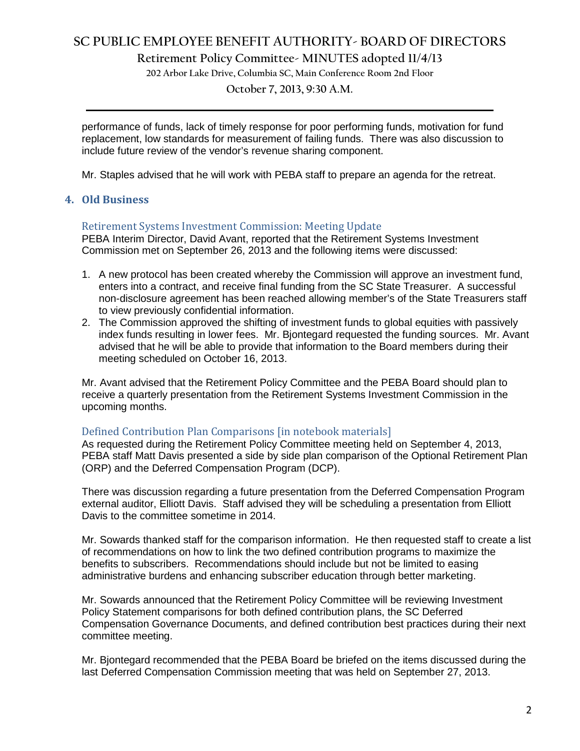performance of funds, lack of timely response for poor performing funds, motivation for fund replacement, low standards for measurement of failing funds. There was also discussion to include future review of the vendor's revenue sharing component.

Mr. Staples advised that he will work with PEBA staff to prepare an agenda for the retreat.

## 4. Old Business

### Retirement Systems Investment Commission: Meeting Update

PEBA Interim Director, David Avant, reported that the Retirement Systems Investment Commission met on September 26, 2013 and the following items were discussed:

1. A new protocol has been created whereby the Commission will approve an investment fund, enters into a contract, and receive final funding from the SC State Treasurer. A successful non-disclosure agreement has been reached allowing member's of the State Treasurers staff to view previously confidential information.
2. The Commission approved the shifting of investment funds to global equities with passively index funds resulting in lower fees. Mr. Bjontegard requested the funding sources. Mr. Avant advised that he will be able to provide that information to the Board members during their meeting scheduled on October 16, 2013.

Mr. Avant advised that the Retirement Policy Committee and the PEBA Board should plan to receive a quarterly presentation from the Retirement Systems Investment Commission in the upcoming months.

### Defined Contribution Plan Comparisons [in notebook materials]

As requested during the Retirement Policy Committee meeting held on September 4, 2013, PEBA staff Matt Davis presented a side by side plan comparison of the Optional Retirement Plan (ORP) and the Deferred Compensation Program (DCP).

There was discussion regarding a future presentation from the Deferred Compensation Program external auditor, Elliott Davis. Staff advised they will be scheduling a presentation from Elliott Davis to the committee sometime in 2014.

Mr. Sowards thanked staff for the comparison information. He then requested staff to create a list of recommendations on how to link the two defined contribution programs to maximize the benefits to subscribers. Recommendations should include but not be limited to easing administrative burdens and enhancing subscriber education through better marketing.

Mr. Sowards announced that the Retirement Policy Committee will be reviewing Investment Policy Statement comparisons for both defined contribution plans, the SC Deferred Compensation Governance Documents, and defined contribution best practices during their next committee meeting.

Mr. Bjontegard recommended that the PEBA Board be briefed on the items discussed during the last Deferred Compensation Commission meeting that was held on September 27, 2013.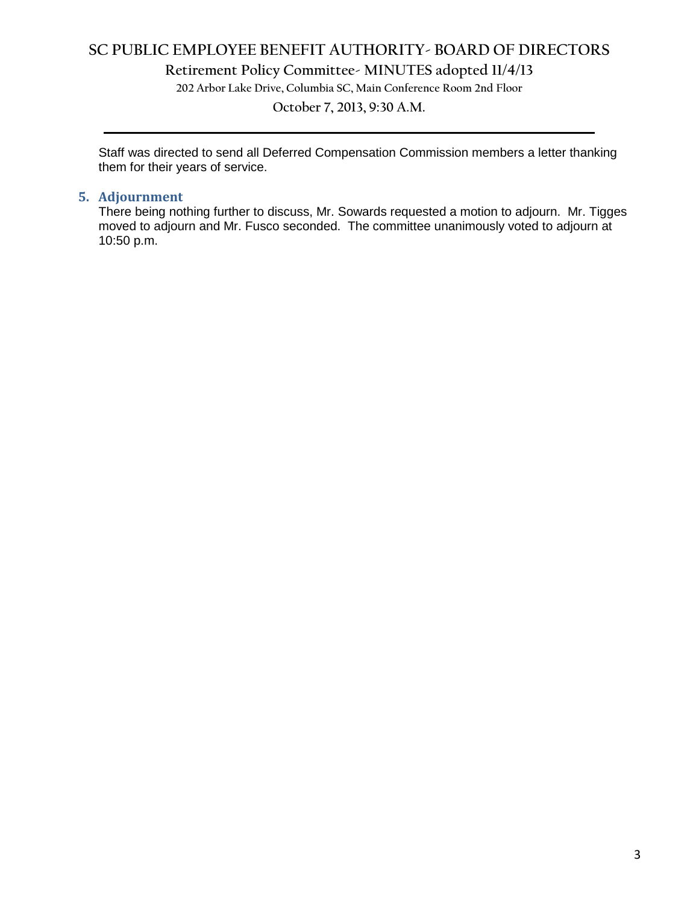Staff was directed to send all Deferred Compensation Commission members a letter thanking them for their years of service.

## 5. Adjournment

There being nothing further to discuss, Mr. Sowards requested a motion to adjourn. Mr. Tigges moved to adjourn and Mr. Fusco seconded. The committee unanimously voted to adjourn at 10:50 p.m.